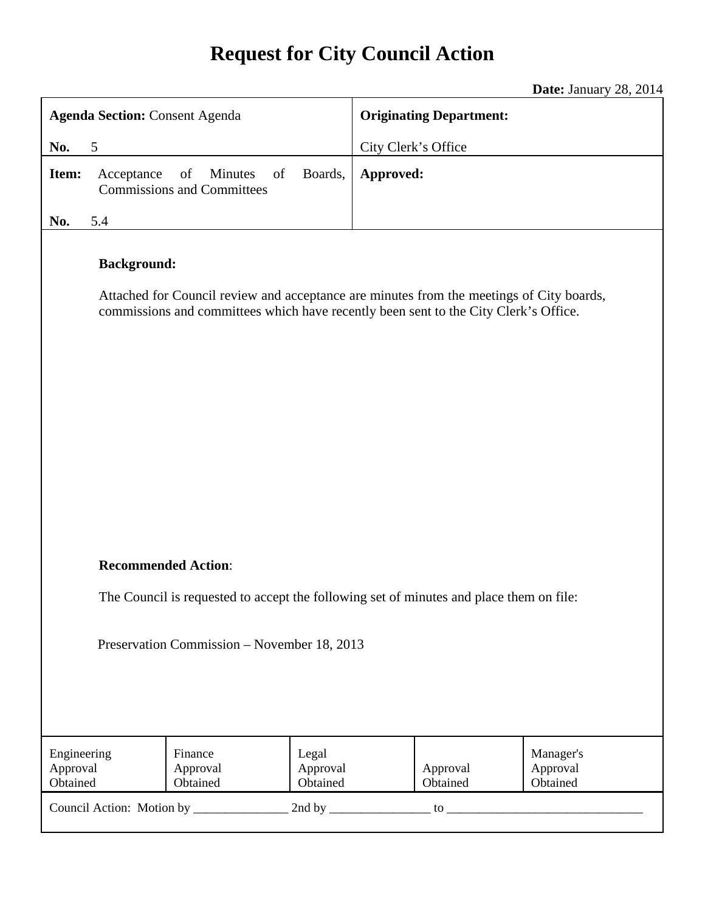# Request for City Council Action

**Date:** January 28, 2014

| **Agenda Section:** Consent Agenda<br><br>**No.** 5 | **Originating Department:**<br><br>City Clerk's Office |
|---|---|
| **Item:** Acceptance of Minutes of Boards, Commissions and Committees<br><br>**No.** 5.4 | **Approved:** |

**Background:**

Attached for Council review and acceptance are minutes from the meetings of City boards, commissions and committees which have recently been sent to the City Clerk's Office.

**Recommended Action**:

The Council is requested to accept the following set of minutes and place them on file:

Preservation Commission – November 18, 2013

| Engineering Approval Obtained | Finance Approval Obtained | Legal Approval Obtained | Approval Obtained | Manager's Approval Obtained |
|---|---|---|---|---|

Council Action: Motion by _______________ 2nd by ________________ to _______________________________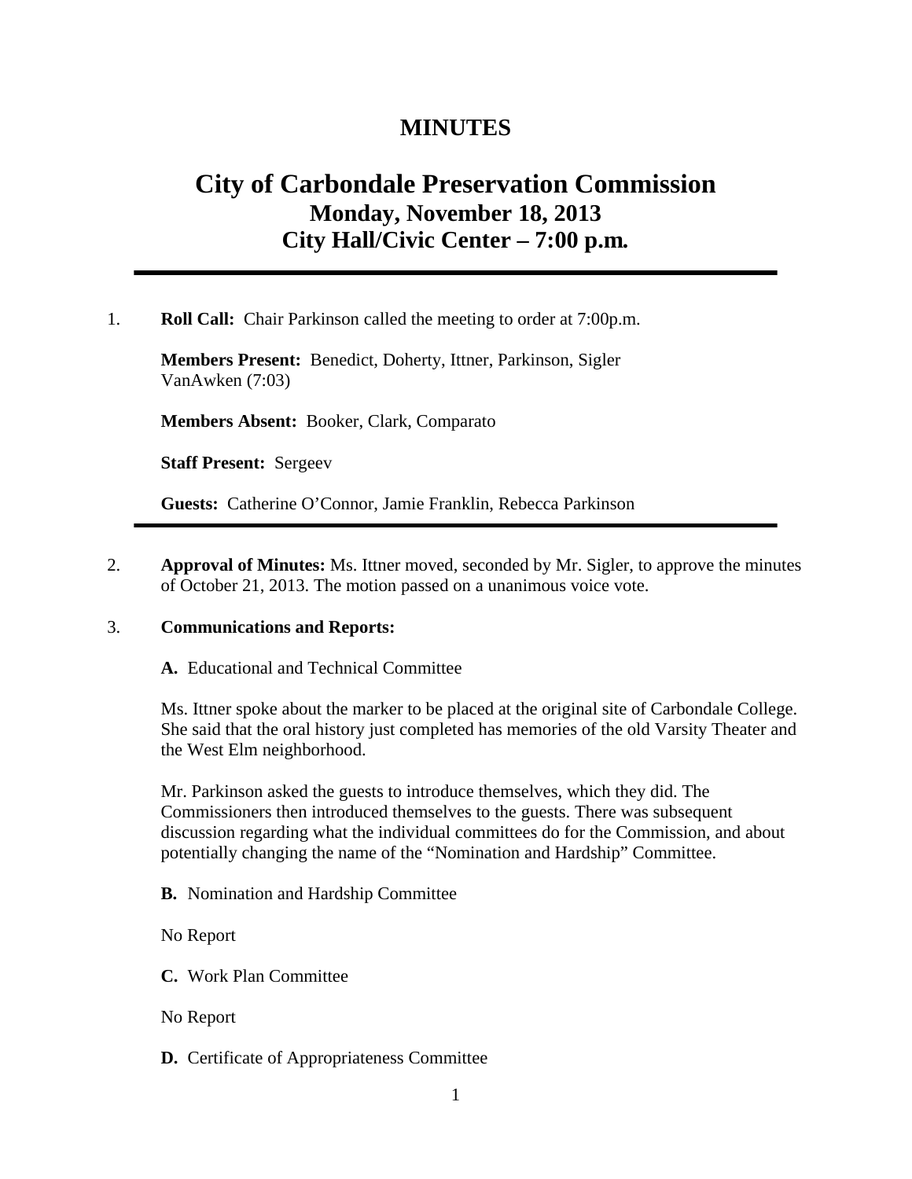# MINUTES

# City of Carbondale Preservation Commission
## Monday, November 18, 2013
## City Hall/Civic Center – 7:00 p.m.

---

1. **Roll Call:** Chair Parkinson called the meeting to order at 7:00p.m.

   **Members Present:** Benedict, Doherty, Ittner, Parkinson, Sigler VanAwken (7:03)

   **Members Absent:** Booker, Clark, Comparato

   **Staff Present:** Sergeev

   **Guests:** Catherine O'Connor, Jamie Franklin, Rebecca Parkinson

---

2. **Approval of Minutes:** Ms. Ittner moved, seconded by Mr. Sigler, to approve the minutes of October 21, 2013. The motion passed on a unanimous voice vote.

3. **Communications and Reports:**

   **A.** Educational and Technical Committee

   Ms. Ittner spoke about the marker to be placed at the original site of Carbondale College. She said that the oral history just completed has memories of the old Varsity Theater and the West Elm neighborhood.

   Mr. Parkinson asked the guests to introduce themselves, which they did. The Commissioners then introduced themselves to the guests. There was subsequent discussion regarding what the individual committees do for the Commission, and about potentially changing the name of the "Nomination and Hardship" Committee.

   **B.** Nomination and Hardship Committee

   No Report

   **C.** Work Plan Committee

   No Report

   **D.** Certificate of Appropriateness Committee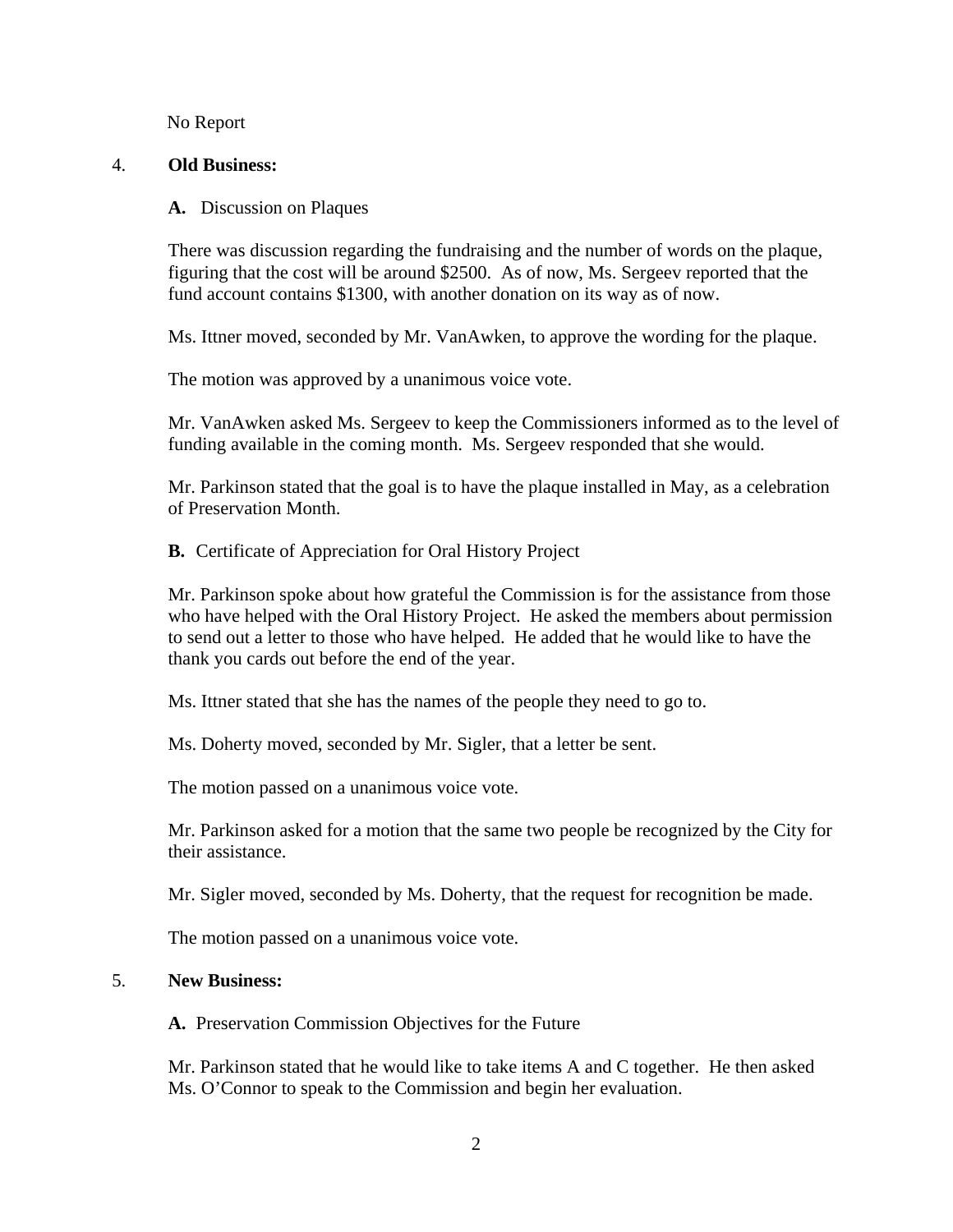No Report

4. **Old Business:**

**A.** Discussion on Plaques

There was discussion regarding the fundraising and the number of words on the plaque, figuring that the cost will be around $2500. As of now, Ms. Sergeev reported that the fund account contains $1300, with another donation on its way as of now.

Ms. Ittner moved, seconded by Mr. VanAwken, to approve the wording for the plaque.

The motion was approved by a unanimous voice vote.

Mr. VanAwken asked Ms. Sergeev to keep the Commissioners informed as to the level of funding available in the coming month. Ms. Sergeev responded that she would.

Mr. Parkinson stated that the goal is to have the plaque installed in May, as a celebration of Preservation Month.

**B.** Certificate of Appreciation for Oral History Project

Mr. Parkinson spoke about how grateful the Commission is for the assistance from those who have helped with the Oral History Project. He asked the members about permission to send out a letter to those who have helped. He added that he would like to have the thank you cards out before the end of the year.

Ms. Ittner stated that she has the names of the people they need to go to.

Ms. Doherty moved, seconded by Mr. Sigler, that a letter be sent.

The motion passed on a unanimous voice vote.

Mr. Parkinson asked for a motion that the same two people be recognized by the City for their assistance.

Mr. Sigler moved, seconded by Ms. Doherty, that the request for recognition be made.

The motion passed on a unanimous voice vote.

5. **New Business:**

**A.** Preservation Commission Objectives for the Future

Mr. Parkinson stated that he would like to take items A and C together. He then asked Ms. O'Connor to speak to the Commission and begin her evaluation.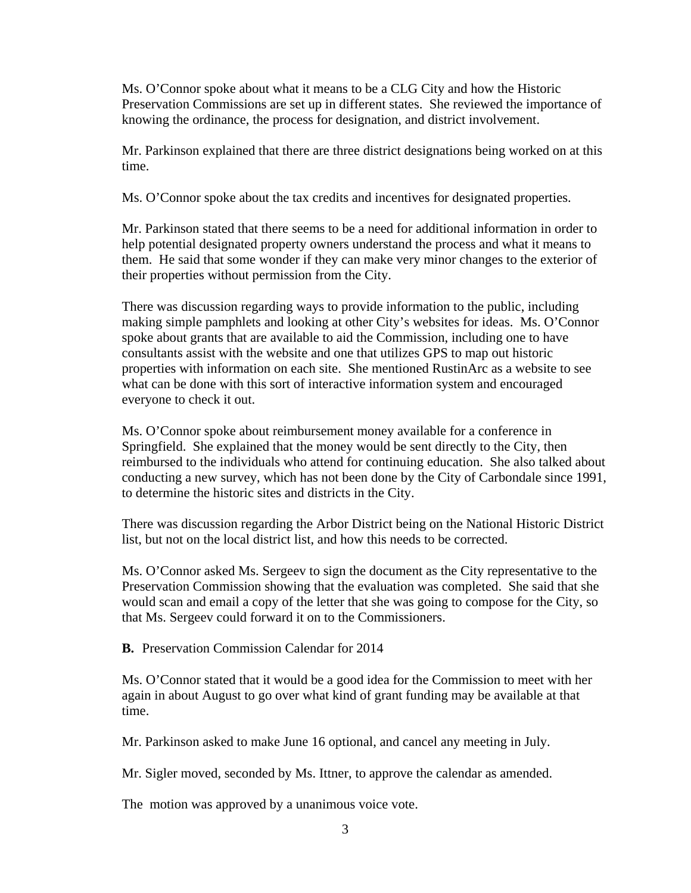Ms. O'Connor spoke about what it means to be a CLG City and how the Historic Preservation Commissions are set up in different states. She reviewed the importance of knowing the ordinance, the process for designation, and district involvement.

Mr. Parkinson explained that there are three district designations being worked on at this time.

Ms. O'Connor spoke about the tax credits and incentives for designated properties.

Mr. Parkinson stated that there seems to be a need for additional information in order to help potential designated property owners understand the process and what it means to them. He said that some wonder if they can make very minor changes to the exterior of their properties without permission from the City.

There was discussion regarding ways to provide information to the public, including making simple pamphlets and looking at other City's websites for ideas. Ms. O'Connor spoke about grants that are available to aid the Commission, including one to have consultants assist with the website and one that utilizes GPS to map out historic properties with information on each site. She mentioned RustinArc as a website to see what can be done with this sort of interactive information system and encouraged everyone to check it out.

Ms. O'Connor spoke about reimbursement money available for a conference in Springfield. She explained that the money would be sent directly to the City, then reimbursed to the individuals who attend for continuing education. She also talked about conducting a new survey, which has not been done by the City of Carbondale since 1991, to determine the historic sites and districts in the City.

There was discussion regarding the Arbor District being on the National Historic District list, but not on the local district list, and how this needs to be corrected.

Ms. O'Connor asked Ms. Sergeev to sign the document as the City representative to the Preservation Commission showing that the evaluation was completed. She said that she would scan and email a copy of the letter that she was going to compose for the City, so that Ms. Sergeev could forward it on to the Commissioners.

**B.** Preservation Commission Calendar for 2014

Ms. O'Connor stated that it would be a good idea for the Commission to meet with her again in about August to go over what kind of grant funding may be available at that time.

Mr. Parkinson asked to make June 16 optional, and cancel any meeting in July.

Mr. Sigler moved, seconded by Ms. Ittner, to approve the calendar as amended.

The motion was approved by a unanimous voice vote.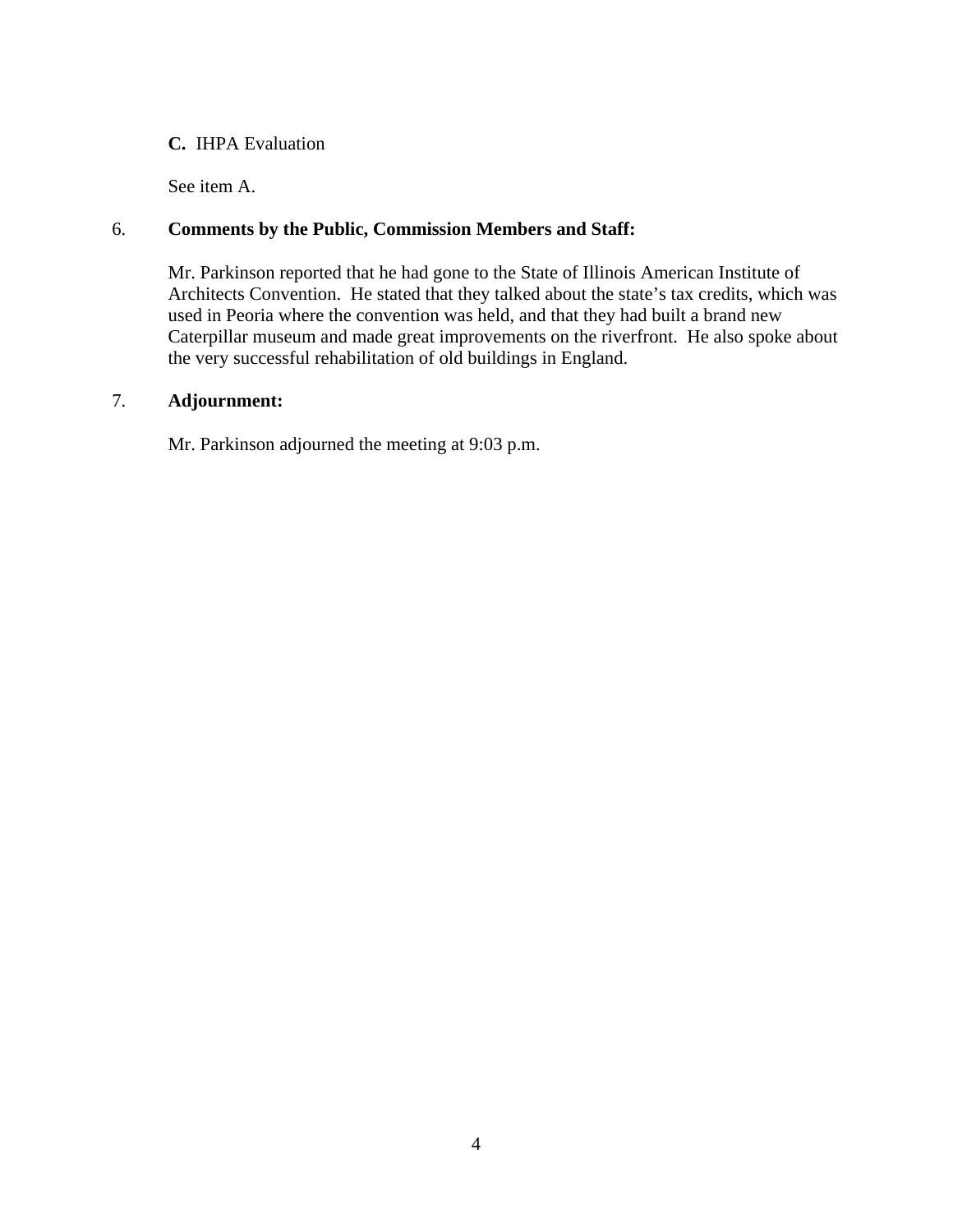**C.** IHPA Evaluation

See item A.

6. **Comments by the Public, Commission Members and Staff:**

Mr. Parkinson reported that he had gone to the State of Illinois American Institute of Architects Convention. He stated that they talked about the state's tax credits, which was used in Peoria where the convention was held, and that they had built a brand new Caterpillar museum and made great improvements on the riverfront. He also spoke about the very successful rehabilitation of old buildings in England.

7. **Adjournment:**

Mr. Parkinson adjourned the meeting at 9:03 p.m.